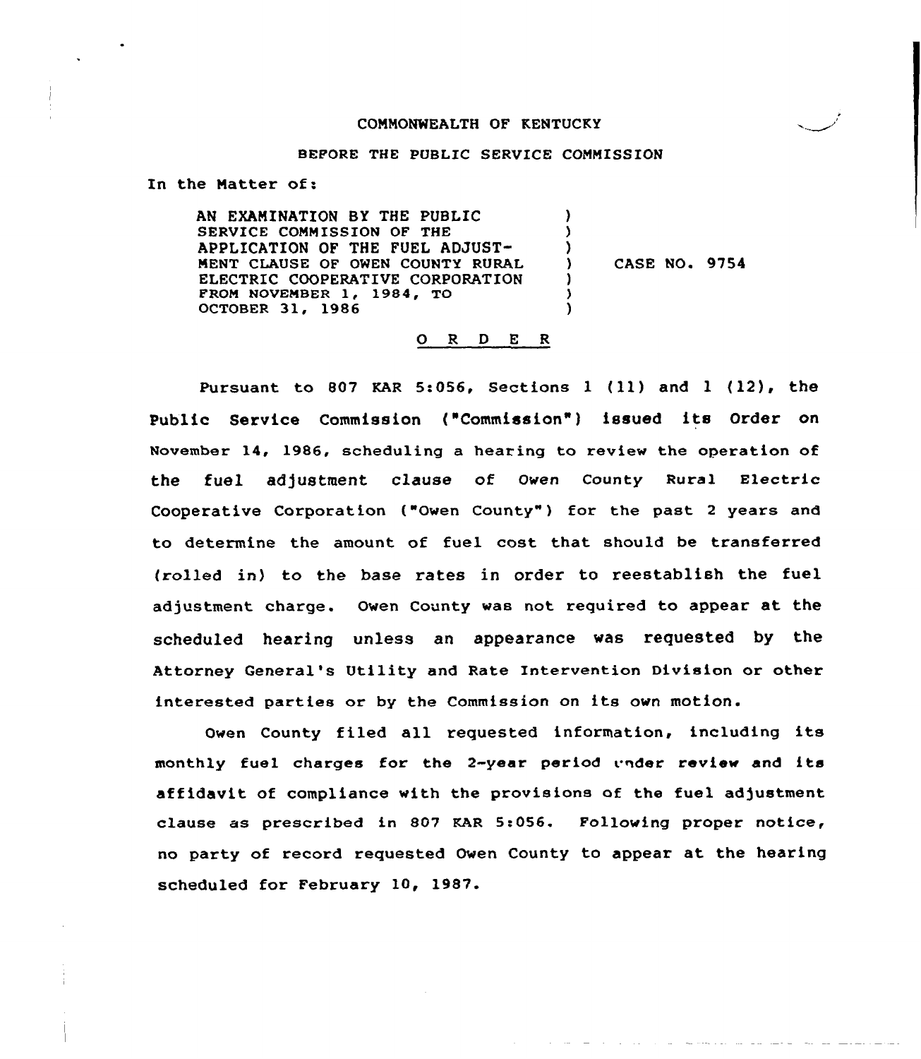COMMONWEALTH OF KENTUCKY

BEFORE THE PUBLIC SERVICE COMMISSION

In the Matter of:

| | | |
|---|---|---|
| AN EXAMINATION BY THE PUBLIC SERVICE COMMISSION OF THE APPLICATION OF THE FUEL ADJUSTMENT CLAUSE OF OWEN COUNTY RURAL ELECTRIC COOPERATIVE CORPORATION FROM NOVEMBER 1, 1984, TO OCTOBER 31, 1986 | ) | CASE NO. 9754 |

O R D E R

Pursuant to 807 KAR 5:056, Sections 1 (11) and 1 (12), the Public Service Commission ("Commission") issued its Order on November 14, 1986, scheduling a hearing to review the operation of the fuel adjustment clause of Owen County Rural Electric Cooperative Corporation ("Owen County") for the past 2 years and to determine the amount of fuel cost that should be transferred (rolled in) to the base rates in order to reestablish the fuel adjustment charge. Owen County was not required to appear at the scheduled hearing unless an appearance was requested by the Attorney General's Utility and Rate Intervention Division or other interested parties or by the Commission on its own motion.

Owen County filed all requested information, including its monthly fuel charges for the 2-year period under review and its affidavit of compliance with the provisions of the fuel adjustment clause as prescribed in 807 KAR 5:056. Following proper notice, no party of record requested Owen County to appear at the hearing scheduled for February 10, 1987.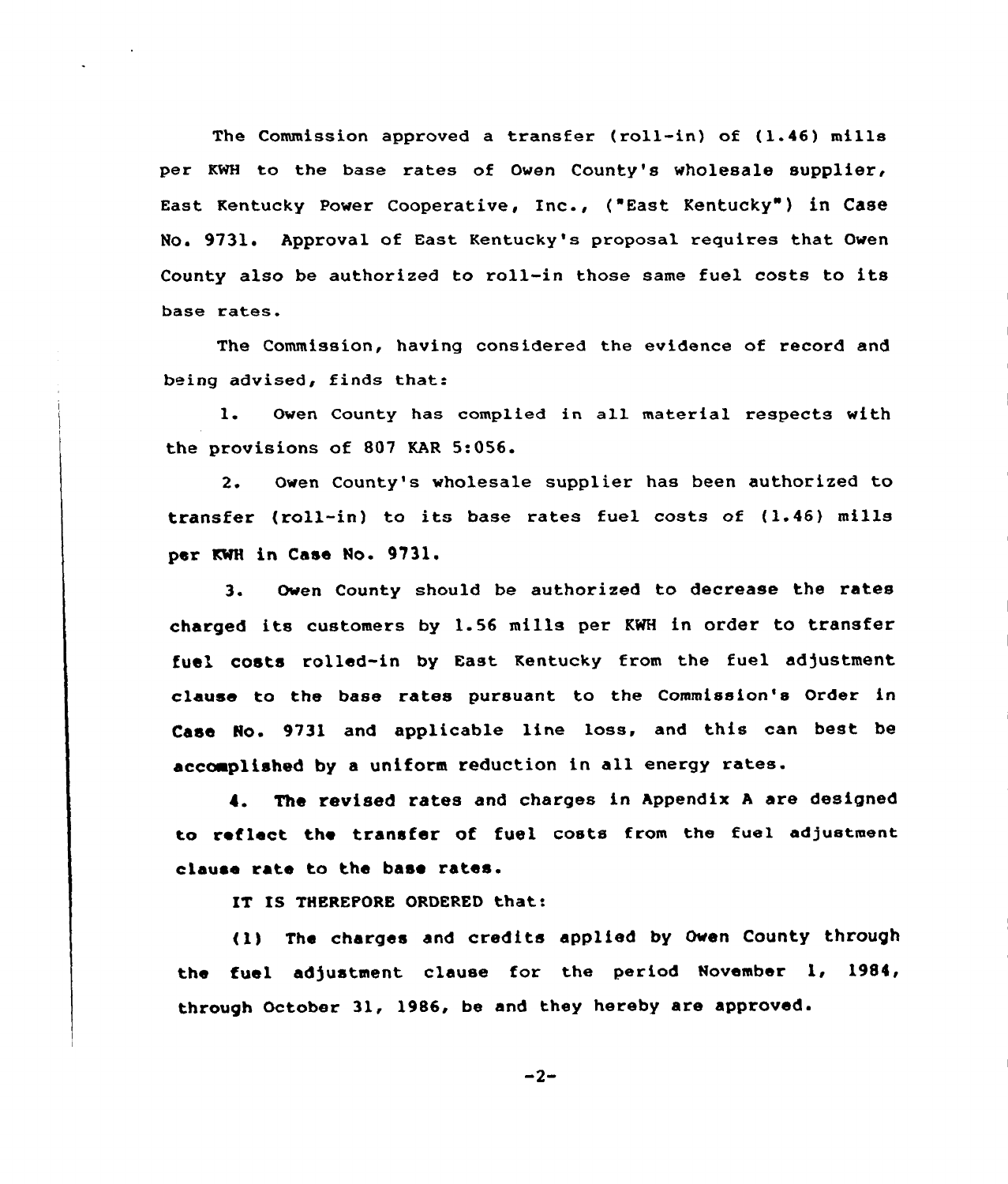The Commission approved a transfer (roll-in) of (1.46) mills per KWH to the base rates of Owen County's wholesale supplier, East Kentucky Power Cooperative, Inc., ("East Kentucky") in Case No. 9731. Approval of East Kentucky's proposal requires that Owen County also be authorized to roll-in those same fuel costs to its base rates.

The Commission, having considered the evidence of record and being advised, finds that:

1. Owen County has complied in all material respects with the provisions of 807 KAR 5:056.

2. Owen County's wholesale supplier has been authorized to transfer (roll-in) to its base rates fuel costs of (1.46) mills per KWH in Case No. 9731.

3. Owen County should be authorized to decrease the rates charged its customers by 1.56 mills per KWH in order to transfer fuel costs rolled-in by East Kentucky from the fuel adjustment clause to the base rates pursuant to the Commission's Order in Case No. 9731 and applicable line loss, and this can best be accomplished by a uniform reduction in all energy rates.

4. The revised rates and charges in Appendix A are designed to reflect the transfer of fuel costs from the fuel adjustment clause rate to the base rates.

IT IS THEREFORE ORDERED that:

(1) The charges and credits applied by Owen County through the fuel adjustment clause for the period November 1, 1984, through October 31, 1986, be and they hereby are approved.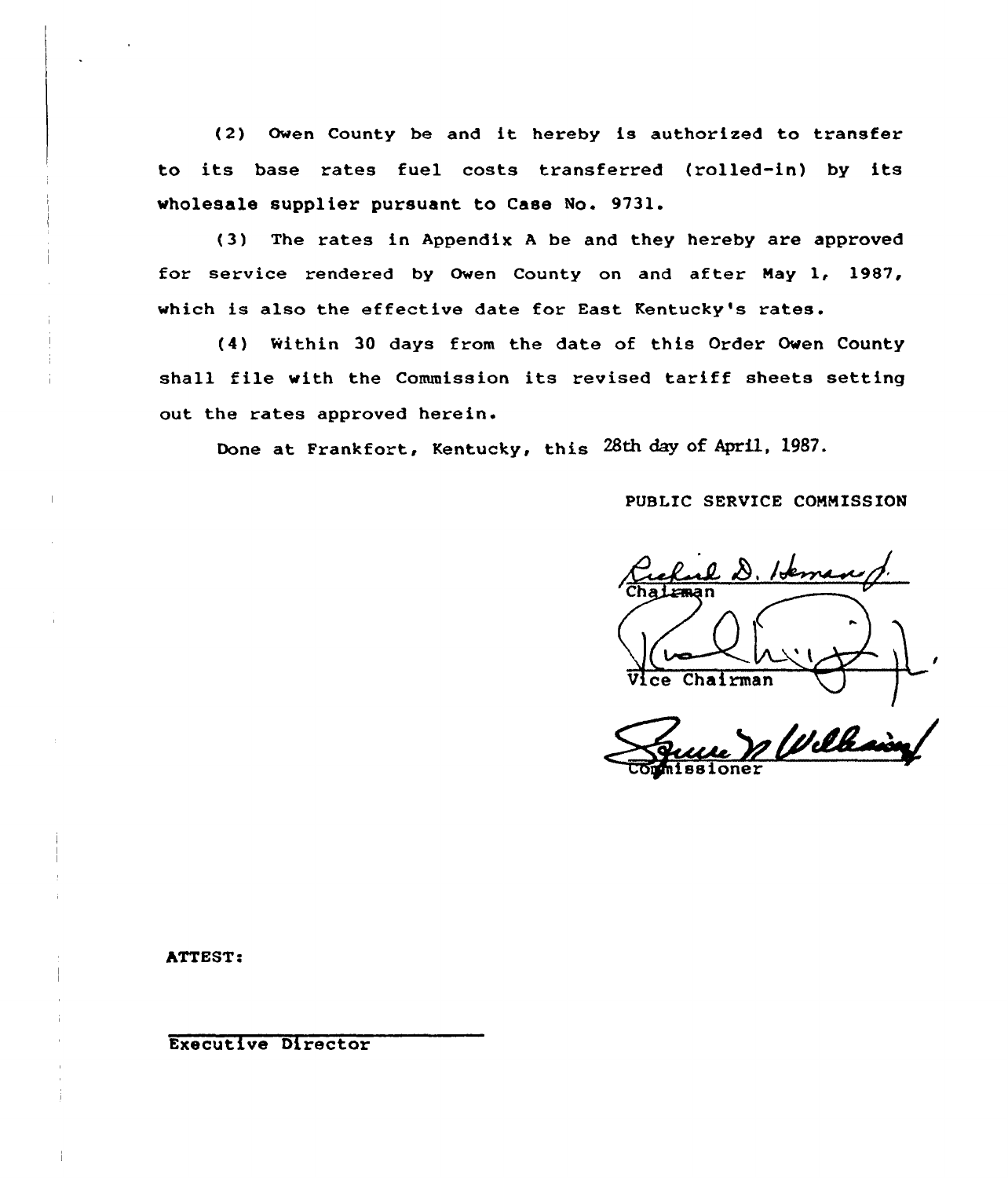(2) Owen County be and it hereby is authorized to transfer to its base rates fuel costs transferred (rolled-in) by its wholesale supplier pursuant to Case No. 9731.

(3) The rates in Appendix A be and they hereby are approved for service rendered by Owen County on and after May 1, 1987, which is also the effective date for East Kentucky's rates.

(4) Within 30 days from the date of this Order Owen County shall file with the Commission its revised tariff sheets setting out the rates approved herein.

Done at Frankfort, Kentucky, this 28th day of April, 1987.

PUBLIC SERVICE COMMISSION

Richard D. Heman Jr.
Chairman

Vice Chairman

Commissioner

ATTEST:

Executive Director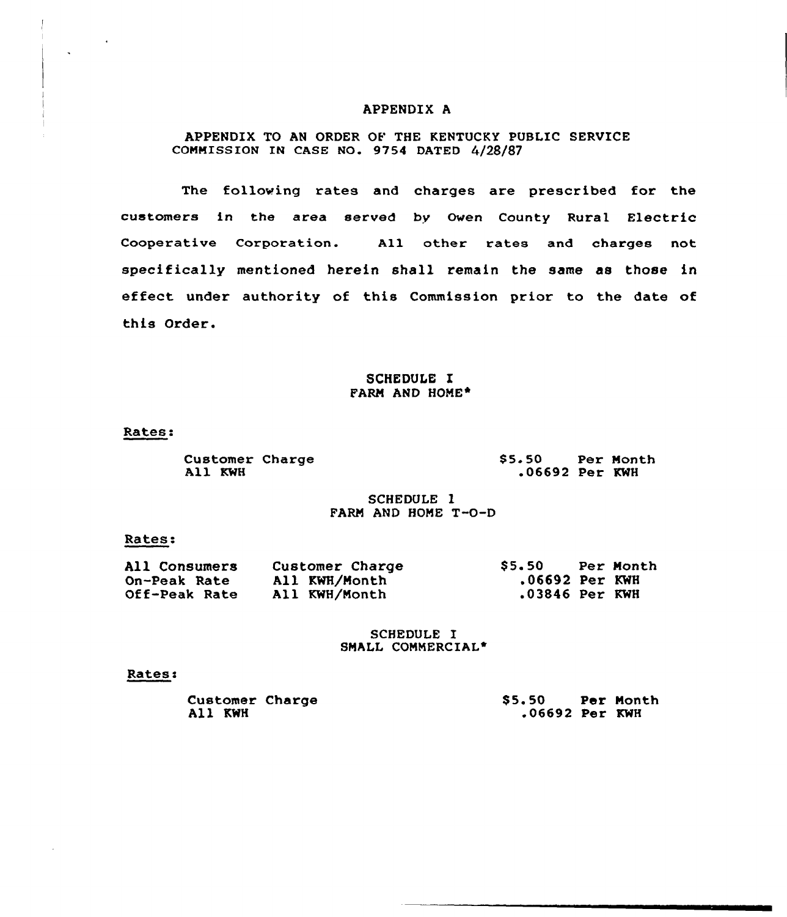# APPENDIX A

APPENDIX TO AN ORDER OF THE KENTUCKY PUBLIC SERVICE COMMISSION IN CASE NO. 9754 DATED 4/28/87

The following rates and charges are prescribed for the customers in the area served by Owen County Rural Electric Cooperative Corporation. All other rates and charges not specifically mentioned herein shall remain the same as those in effect under authority of this Commission prior to the date of this Order.

## SCHEDULE I
## FARM AND HOME*

Rates:

| | |
|---|---|
| Customer Charge | $5.50 Per Month |
| All KWH | .06692 Per KWH |

## SCHEDULE 1
## FARM AND HOME T-O-D

Rates:

| | | |
|---|---|---|
| All Consumers | Customer Charge | $5.50 Per Month |
| On-Peak Rate | All KWH/Month | .06692 Per KWH |
| Off-Peak Rate | All KWH/Month | .03846 Per KWH |

## SCHEDULE I
## SMALL COMMERCIAL*

Rates:

| | |
|---|---|
| Customer Charge | $5.50 Per Month |
| All KWH | .06692 Per KWH |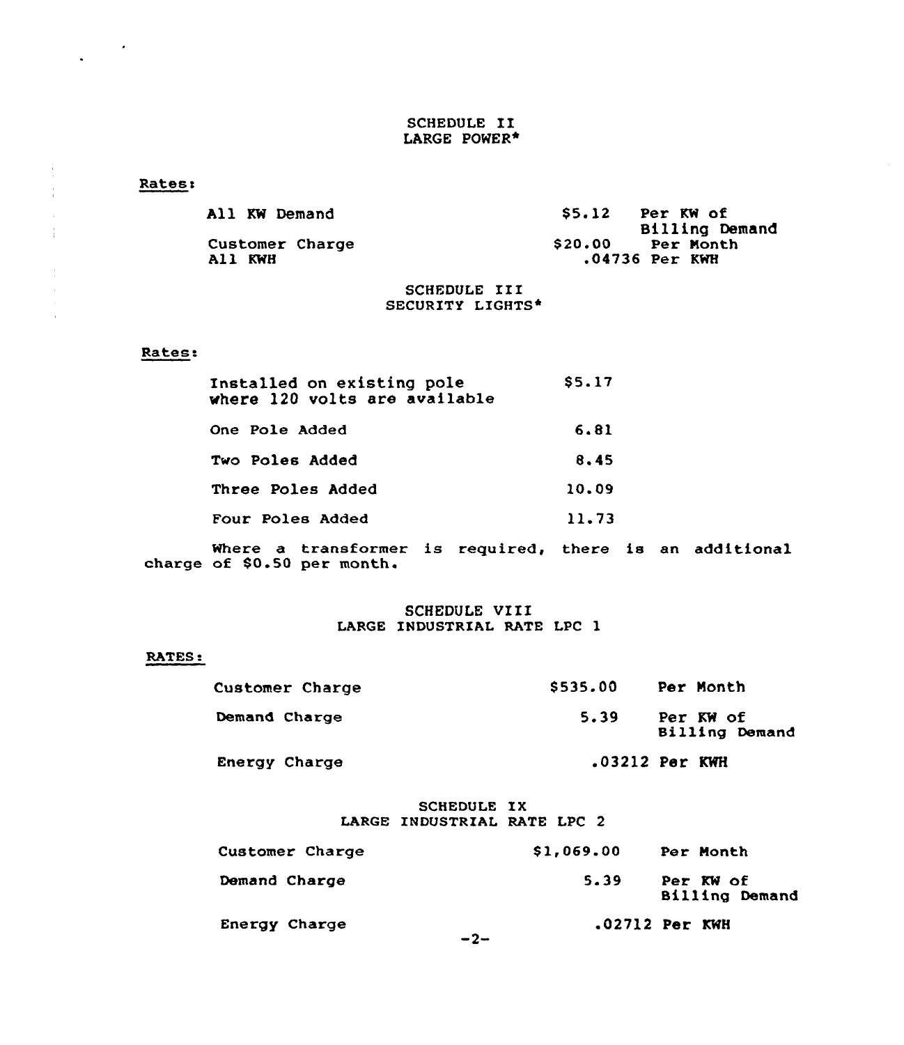## SCHEDULE II
## LARGE POWER*

Rates:

| | | |
|---|---|---|
| All KW Demand | $5.12 | Per KW of Billing Demand |
| Customer Charge | $20.00 | Per Month |
| All KWH | .04736 | Per KWH |

## SCHEDULE III
## SECURITY LIGHTS*

Rates:

| | |
|---|---|
| Installed on existing pole where 120 volts are available | $5.17 |
| One Pole Added | 6.81 |
| Two Poles Added | 8.45 |
| Three Poles Added | 10.09 |
| Four Poles Added | 11.73 |

Where a transformer is required, there is an additional charge of $0.50 per month.

## SCHEDULE VIII
## LARGE INDUSTRIAL RATE LPC 1

RATES:

| | | |
|---|---|---|
| Customer Charge | $535.00 | Per Month |
| Demand Charge | 5.39 | Per KW of Billing Demand |
| Energy Charge | .03212 | Per KWH |

## SCHEDULE IX
## LARGE INDUSTRIAL RATE LPC 2

| | | |
|---|---|---|
| Customer Charge | $1,069.00 | Per Month |
| Demand Charge | 5.39 | Per KW of Billing Demand |
| Energy Charge | .02712 | Per KWH |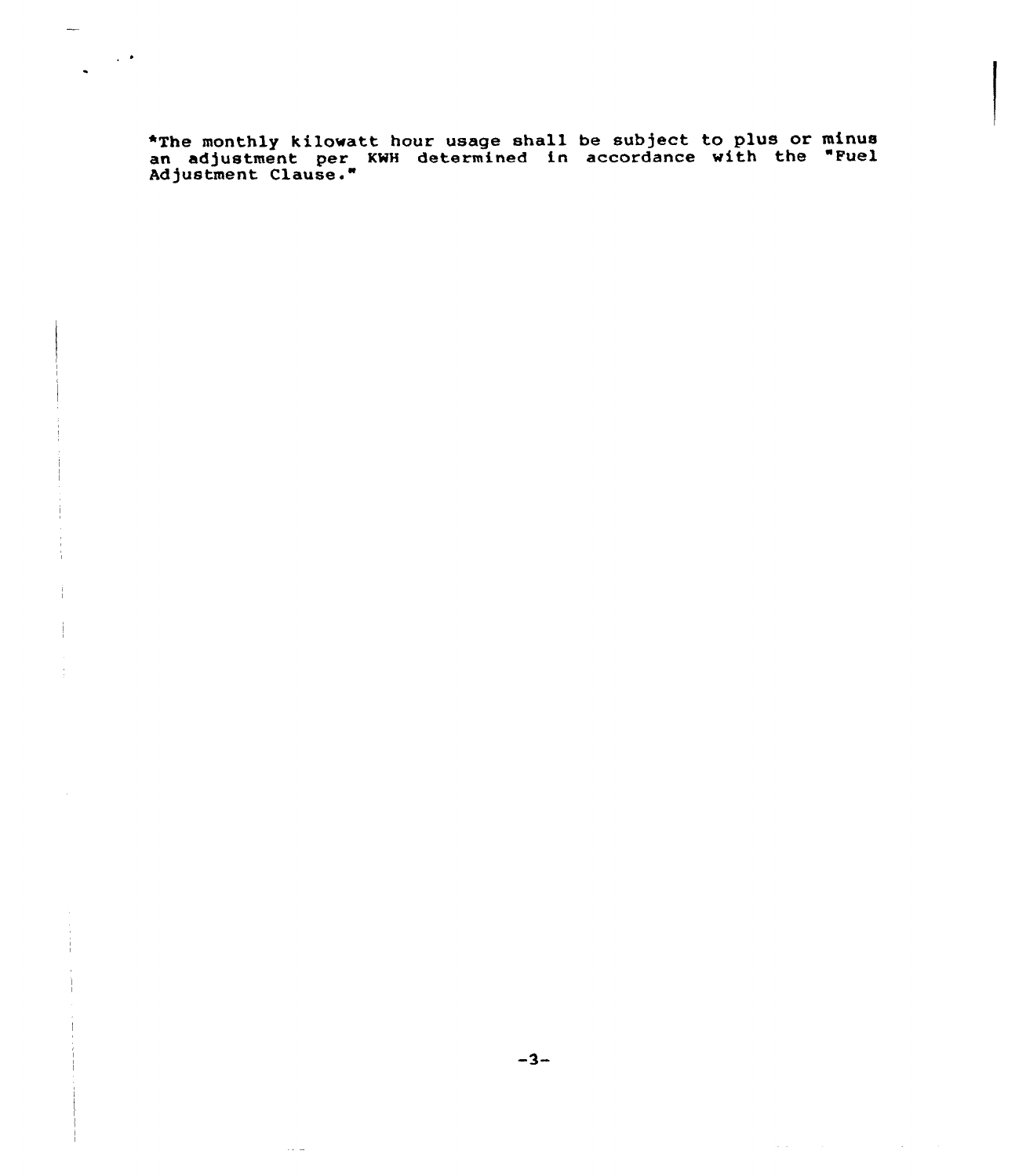*The monthly kilowatt hour usage shall be subject to plus or minus an adjustment per KWH determined in accordance with the "Fuel Adjustment Clause."